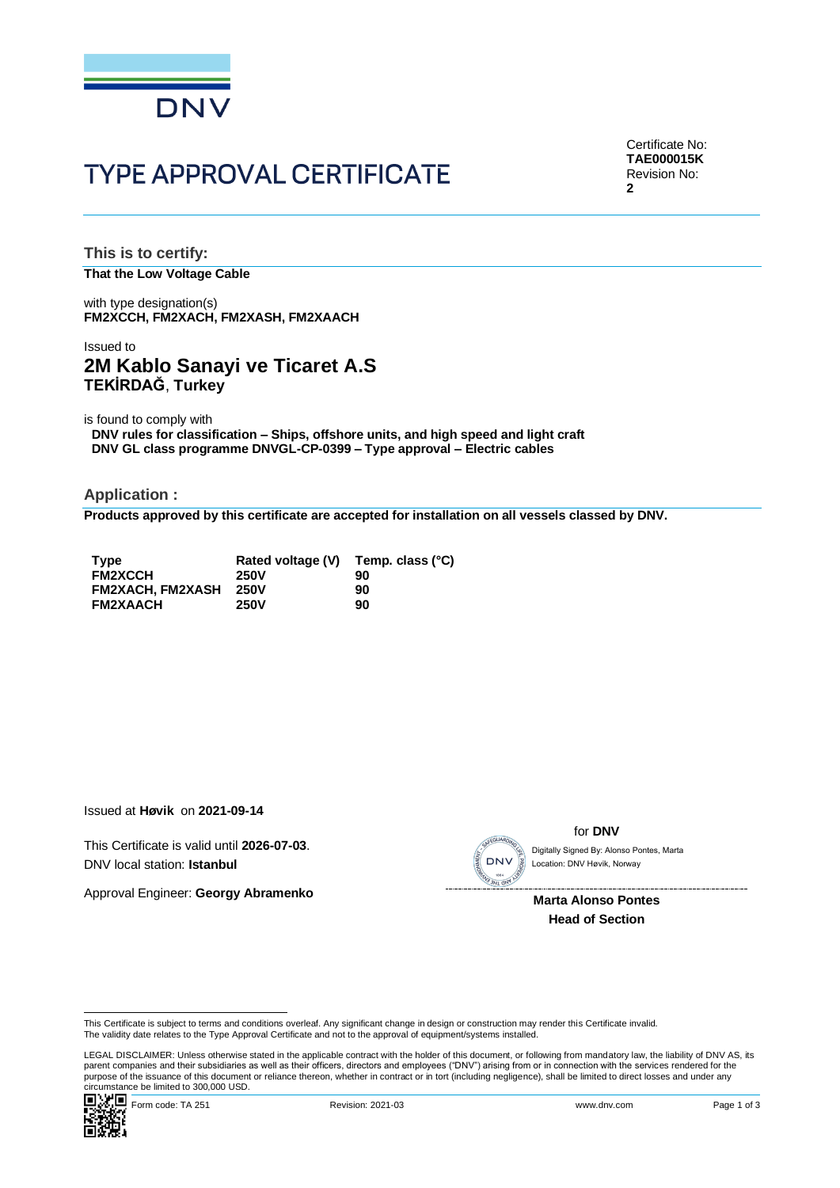DNV

# TYPE APPROVAL CERTIFICATE

Certificate No:
**TAE000015K**
Revision No:
**2**

## This is to certify:

**That the Low Voltage Cable**

with type designation(s)
**FM2XCCH, FM2XACH, FM2XASH, FM2XAACH**

Issued to

## 2M Kablo Sanayi ve Ticaret A.S
**TEKİRDAĞ**, **Turkey**

is found to comply with
**DNV rules for classification – Ships, offshore units, and high speed and light craft**
**DNV GL class programme DNVGL-CP-0399 – Type approval – Electric cables**

## Application :

**Products approved by this certificate are accepted for installation on all vessels classed by DNV.**

| Type | Rated voltage (V) | Temp. class (°C) |
|---|---|---|
| FM2XCCH | 250V | 90 |
| FM2XACH, FM2XASH | 250V | 90 |
| FM2XAACH | 250V | 90 |

Issued at **Høvik** on **2021-09-14**

This Certificate is valid until **2026-07-03**.
DNV local station: **Istanbul**

Approval Engineer: **Georgy Abramenko**

for **DNV**

Digitally Signed By: Alonso Pontes, Marta
Location: DNV Høvik, Norway

**Marta Alonso Pontes**
**Head of Section**

This Certificate is subject to terms and conditions overleaf. Any significant change in design or construction may render this Certificate invalid.
The validity date relates to the Type Approval Certificate and not to the approval of equipment/systems installed.

LEGAL DISCLAIMER: Unless otherwise stated in the applicable contract with the holder of this document, or following from mandatory law, the liability of DNV AS, its parent companies and their subsidiaries as well as their officers, directors and employees ("DNV") arising from or in connection with the services rendered for the purpose of the issuance of this document or reliance thereon, whether in contract or in tort (including negligence), shall be limited to direct losses and under any circumstance be limited to 300,000 USD.

Form code: TA 251 Revision: 2021-03 www.dnv.com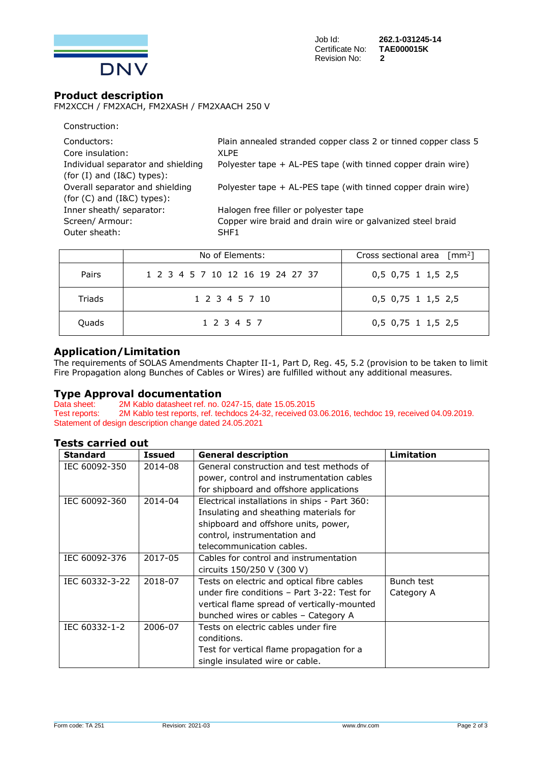Job Id: **262.1-031245-14**
Certificate No: **TAE000015K**
Revision No: **2**

## Product description

FM2XCCH / FM2XACH, FM2XASH / FM2XAACH 250 V

Construction:

| | |
|---|---|
| Conductors: | Plain annealed stranded copper class 2 or tinned copper class 5 |
| Core insulation: | XLPE |
| Individual separator and shielding (for (I) and (I&C) types): | Polyester tape + AL-PES tape (with tinned copper drain wire) |
| Overall separator and shielding (for (C) and (I&C) types): | Polyester tape + AL-PES tape (with tinned copper drain wire) |
| Inner sheath/ separator: | Halogen free filler or polyester tape |
| Screen/ Armour: | Copper wire braid and drain wire or galvanized steel braid |
| Outer sheath: | SHF1 |

| | No of Elements: | Cross sectional area [$mm^2$] |
|---|---|---|
| Pairs | 1 2 3 4 5 7 10 12 16 19 24 27 37 | 0,5 0,75 1 1,5 2,5 |
| Triads | 1 2 3 4 5 7 10 | 0,5 0,75 1 1,5 2,5 |
| Quads | 1 2 3 4 5 7 | 0,5 0,75 1 1,5 2,5 |

## Application/Limitation

The requirements of SOLAS Amendments Chapter II-1, Part D, Reg. 45, 5.2 (provision to be taken to limit Fire Propagation along Bunches of Cables or Wires) are fulfilled without any additional measures.

## Type Approval documentation

Data sheet: 2M Kablo datasheet ref. no. 0247-15, date 15.05.2015
Test reports: 2M Kablo test reports, ref. techdocs 24-32, received 03.06.2016, techdoc 19, received 04.09.2019.
Statement of design description change dated 24.05.2021

## Tests carried out

| Standard | Issued | General description | Limitation |
|---|---|---|---|
| IEC 60092-350 | 2014-08 | General construction and test methods of power, control and instrumentation cables for shipboard and offshore applications | |
| IEC 60092-360 | 2014-04 | Electrical installations in ships - Part 360: Insulating and sheathing materials for shipboard and offshore units, power, control, instrumentation and telecommunication cables. | |
| IEC 60092-376 | 2017-05 | Cables for control and instrumentation circuits 150/250 V (300 V) | |
| IEC 60332-3-22 | 2018-07 | Tests on electric and optical fibre cables under fire conditions – Part 3-22: Test for vertical flame spread of vertically-mounted bunched wires or cables – Category A | Bunch test Category A |
| IEC 60332-1-2 | 2006-07 | Tests on electric cables under fire conditions. Test for vertical flame propagation for a single insulated wire or cable. | |

Form code: TA 251 Revision: 2021-03 www.dnv.com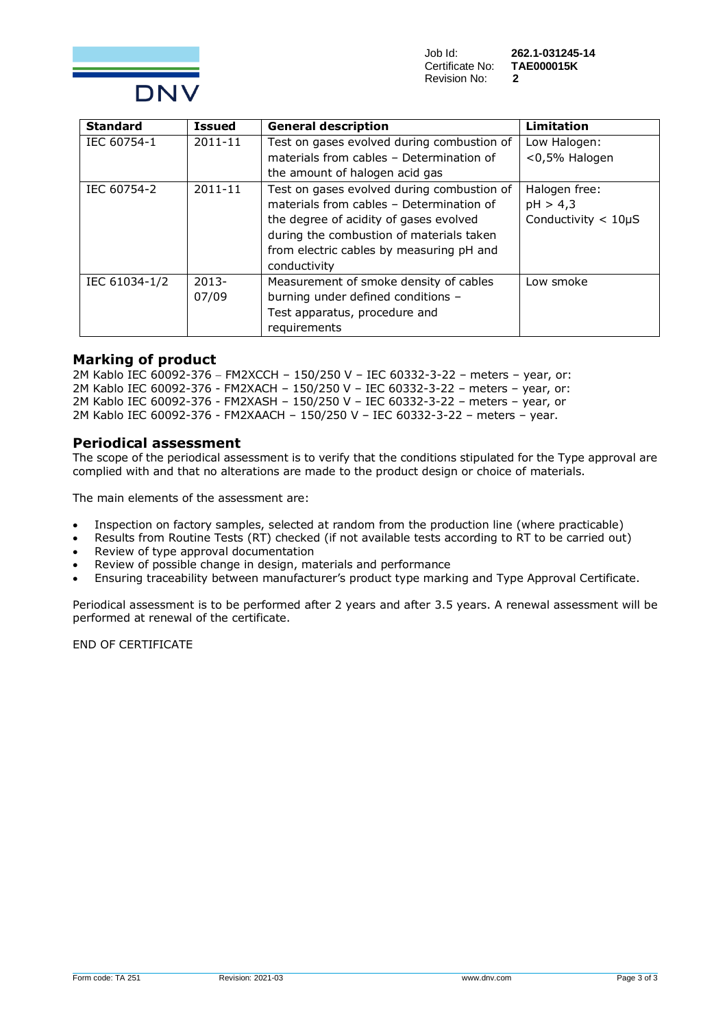| Standard | Issued | General description | Limitation |
|---|---|---|---|
| IEC 60754-1 | 2011-11 | Test on gases evolved during combustion of materials from cables – Determination of the amount of halogen acid gas | Low Halogen: <0,5% Halogen |
| IEC 60754-2 | 2011-11 | Test on gases evolved during combustion of materials from cables – Determination of the degree of acidity of gases evolved during the combustion of materials taken from electric cables by measuring pH and conductivity | Halogen free: pH > 4,3 Conductivity < 10µS |
| IEC 61034-1/2 | 2013-07/09 | Measurement of smoke density of cables burning under defined conditions – Test apparatus, procedure and requirements | Low smoke |

## Marking of product

2M Kablo IEC 60092-376 – FM2XCCH – 150/250 V – IEC 60332-3-22 – meters – year, or:
2M Kablo IEC 60092-376 - FM2XACH – 150/250 V – IEC 60332-3-22 – meters – year, or:
2M Kablo IEC 60092-376 - FM2XASH – 150/250 V – IEC 60332-3-22 – meters – year, or
2M Kablo IEC 60092-376 - FM2XAACH – 150/250 V – IEC 60332-3-22 – meters – year.

## Periodical assessment

The scope of the periodical assessment is to verify that the conditions stipulated for the Type approval are complied with and that no alterations are made to the product design or choice of materials.

The main elements of the assessment are:

- Inspection on factory samples, selected at random from the production line (where practicable)
- Results from Routine Tests (RT) checked (if not available tests according to RT to be carried out)
- Review of type approval documentation
- Review of possible change in design, materials and performance
- Ensuring traceability between manufacturer's product type marking and Type Approval Certificate.

Periodical assessment is to be performed after 2 years and after 3.5 years. A renewal assessment will be performed at renewal of the certificate.

END OF CERTIFICATE